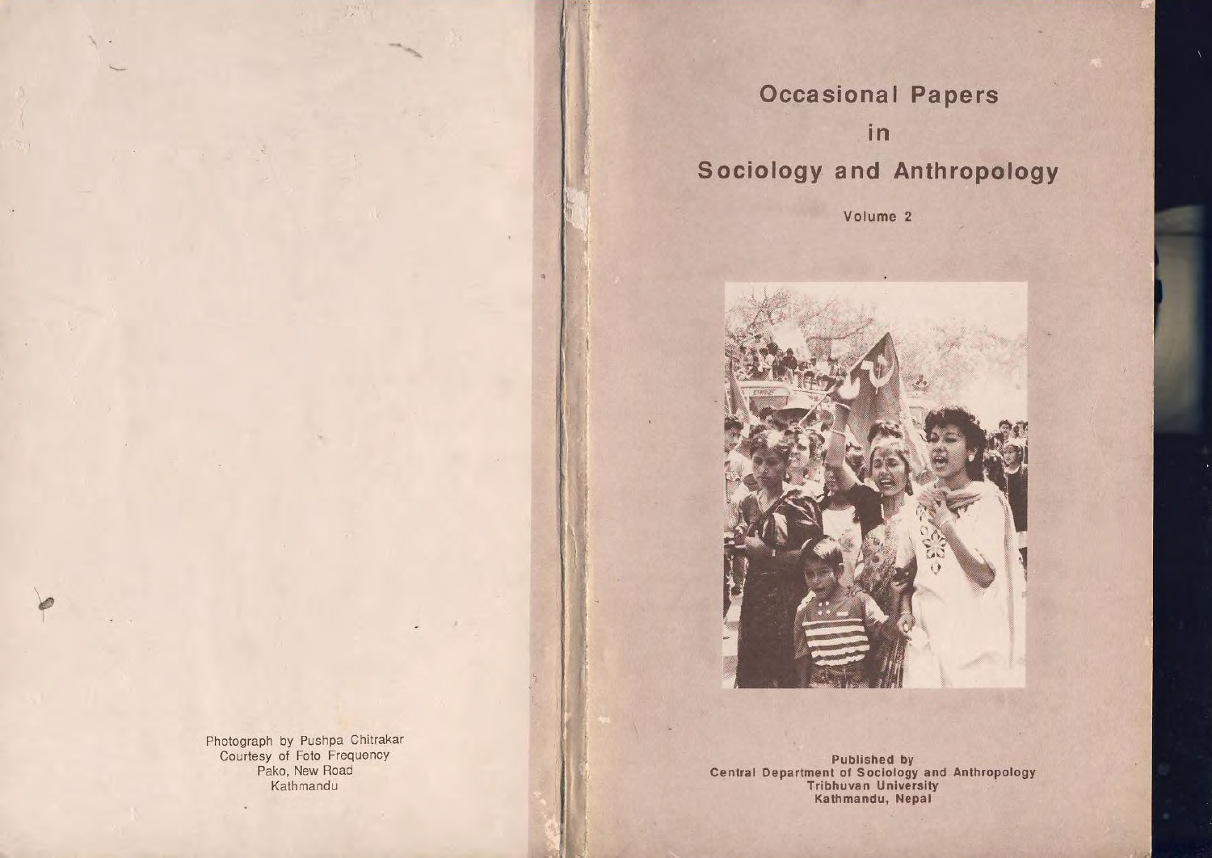Photograph by Pushpa Chitrakar
Courtesy of Foto Frequency
Pako, New Road
Kathmandu

# Occasional Papers in Sociology and Anthropology

**Volume 2**

**Published by**
**Central Department of Sociology and Anthropology**
**Tribhuvan University**
**Kathmandu, Nepal**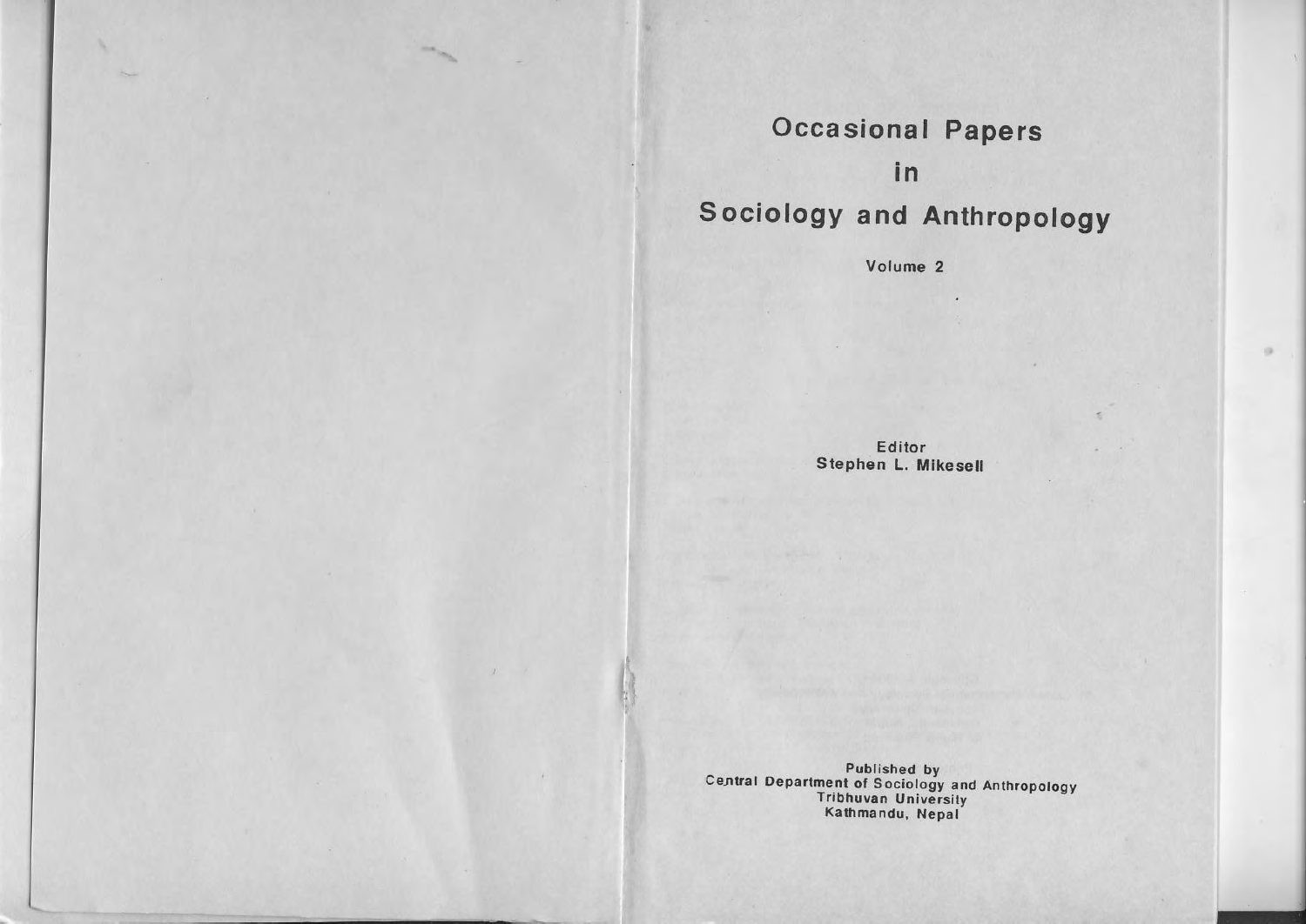# Occasional Papers in Sociology and Anthropology

Volume 2

Editor
**Stephen L. Mikesell**

Published by
Central Department of Sociology and Anthropology
Tribhuvan University
Kathmandu, Nepal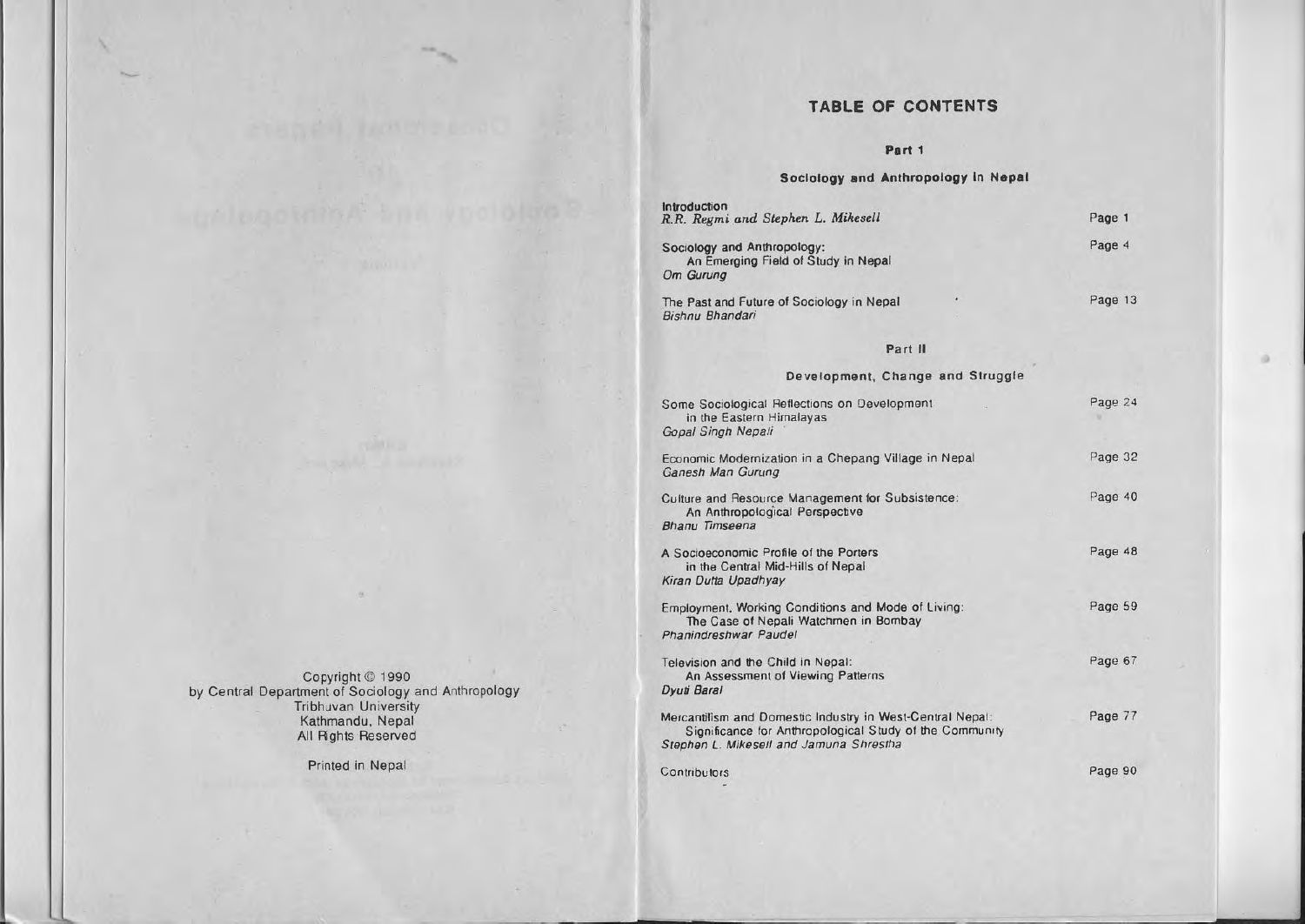Copyright © 1990
by Central Department of Sociology and Anthropology
Tribhuvan University
Kathmandu, Nepal
All Rights Reserved

Printed in Nepal

# TABLE OF CONTENTS

## Part 1

## Sociology and Anthropology in Nepal

Introduction
*R.R. Regmi and Stephen L. Mikesell* — Page 1

Sociology and Anthropology:
An Emerging Field of Study in Nepal
*Om Gurung* — Page 4

The Past and Future of Sociology in Nepal
*Bishnu Bhandari* — Page 13

## Part II

## Development, Change and Struggle

Some Sociological Reflections on Development in the Eastern Himalayas
*Gopal Singh Nepali* — Page 24

Economic Modernization in a Chepang Village in Nepal
*Ganesh Man Gurung* — Page 32

Culture and Resource Management for Subsistence:
An Anthropological Perspective
*Bhanu Timseena* — Page 40

A Socioeconomic Profile of the Porters in the Central Mid-Hills of Nepal
*Kiran Dutta Upadhyay* — Page 48

Employment, Working Conditions and Mode of Living:
The Case of Nepali Watchmen in Bombay
*Phanindreshwar Paudel* — Page 59

Television and the Child in Nepal:
An Assessment of Viewing Patterns
*Dyuti Baral* — Page 67

Mercantilism and Domestic Industry in West-Central Nepal:
Significance for Anthropological Study of the Community
*Stephen L. Mikesell and Jamuna Shrestha* — Page 77

Contributors — Page 90